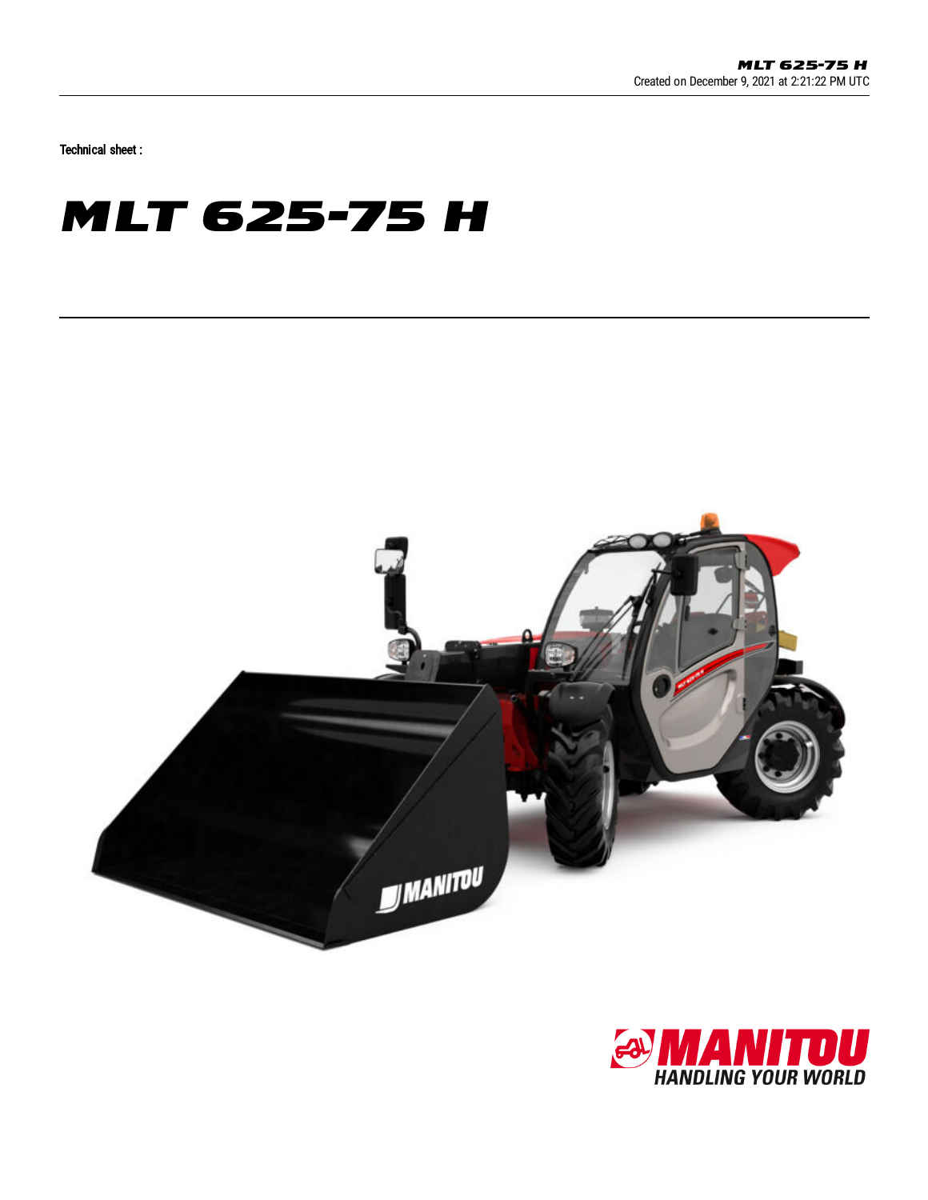Technical sheet :

# MLT 625-75 H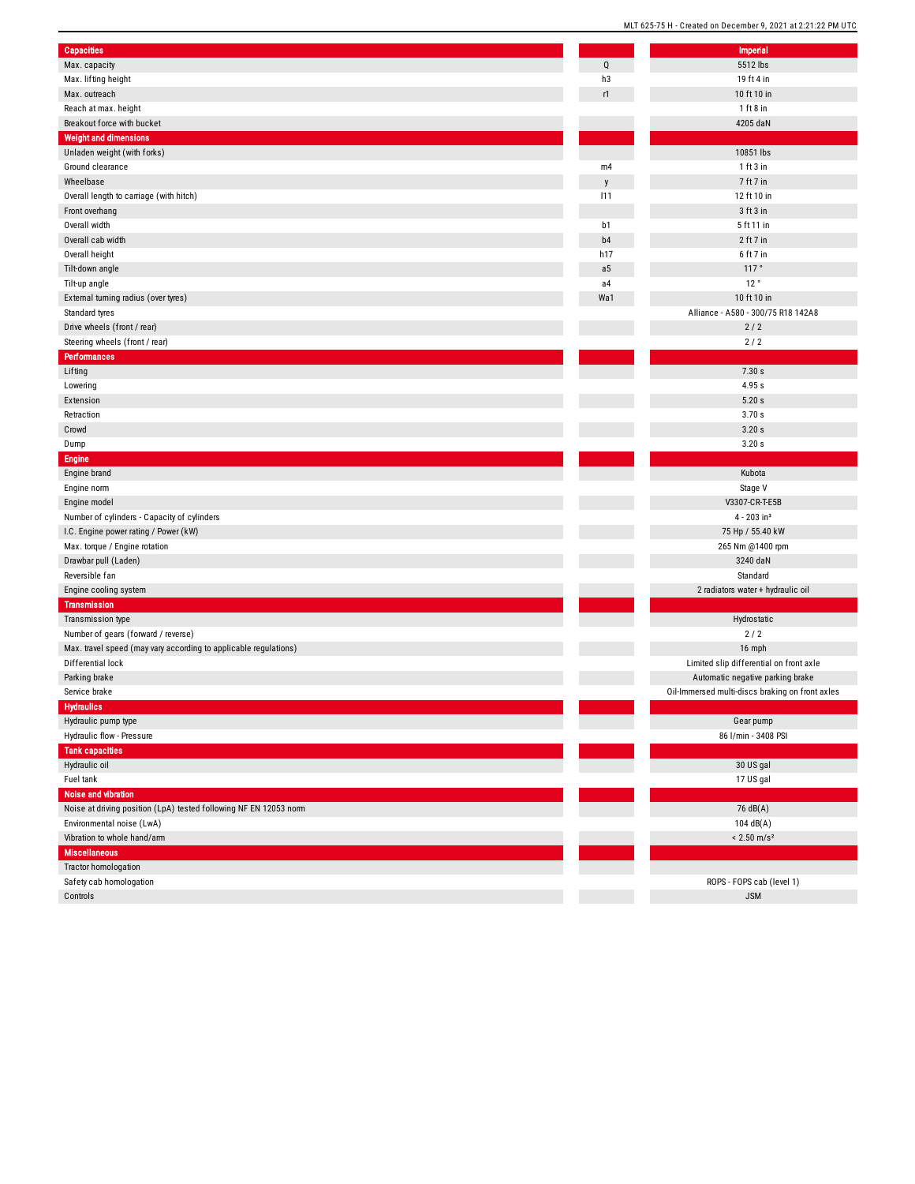| Capacities | | Imperial |
|---|---|---|
| Max. capacity | Q | 5512 lbs |
| Max. lifting height | h3 | 19 ft 4 in |
| Max. outreach | r1 | 10 ft 10 in |
| Reach at max. height | | 1 ft 8 in |
| Breakout force with bucket | | 4205 daN |
| **Weight and dimensions** | | |
| Unladen weight (with forks) | | 10851 lbs |
| Ground clearance | m4 | 1 ft 3 in |
| Wheelbase | y | 7 ft 7 in |
| Overall length to carriage (with hitch) | l11 | 12 ft 10 in |
| Front overhang | | 3 ft 3 in |
| Overall width | b1 | 5 ft 11 in |
| Overall cab width | b4 | 2 ft 7 in |
| Overall height | h17 | 6 ft 7 in |
| Tilt-down angle | a5 | 117 ° |
| Tilt-up angle | a4 | 12 ° |
| External turning radius (over tyres) | Wa1 | 10 ft 10 in |
| Standard tyres | | Alliance - A580 - 300/75 R18 142A8 |
| Drive wheels (front / rear) | | 2 / 2 |
| Steering wheels (front / rear) | | 2 / 2 |
| **Performances** | | |
| Lifting | | 7.30 s |
| Lowering | | 4.95 s |
| Extension | | 5.20 s |
| Retraction | | 3.70 s |
| Crowd | | 3.20 s |
| Dump | | 3.20 s |
| **Engine** | | |
| Engine brand | | Kubota |
| Engine norm | | Stage V |
| Engine model | | V3307-CR-T-E5B |
| Number of cylinders - Capacity of cylinders | | 4 - 203 in³ |
| I.C. Engine power rating / Power (kW) | | 75 Hp / 55.40 kW |
| Max. torque / Engine rotation | | 265 Nm @1400 rpm |
| Drawbar pull (Laden) | | 3240 daN |
| Reversible fan | | Standard |
| Engine cooling system | | 2 radiators water + hydraulic oil |
| **Transmission** | | |
| Transmission type | | Hydrostatic |
| Number of gears (forward / reverse) | | 2 / 2 |
| Max. travel speed (may vary according to applicable regulations) | | 16 mph |
| Differential lock | | Limited slip differential on front axle |
| Parking brake | | Automatic negative parking brake |
| Service brake | | Oil-Immersed multi-discs braking on front axles |
| **Hydraulics** | | |
| Hydraulic pump type | | Gear pump |
| Hydraulic flow - Pressure | | 86 l/min - 3408 PSI |
| **Tank capacities** | | |
| Hydraulic oil | | 30 US gal |
| Fuel tank | | 17 US gal |
| **Noise and vibration** | | |
| Noise at driving position (LpA) tested following NF EN 12053 norm | | 76 dB(A) |
| Environmental noise (LwA) | | 104 dB(A) |
| Vibration to whole hand/arm | | < 2.50 m/s² |
| **Miscellaneous** | | |
| Tractor homologation | | |
| Safety cab homologation | | ROPS - FOPS cab (level 1) |
| Controls | | JSM |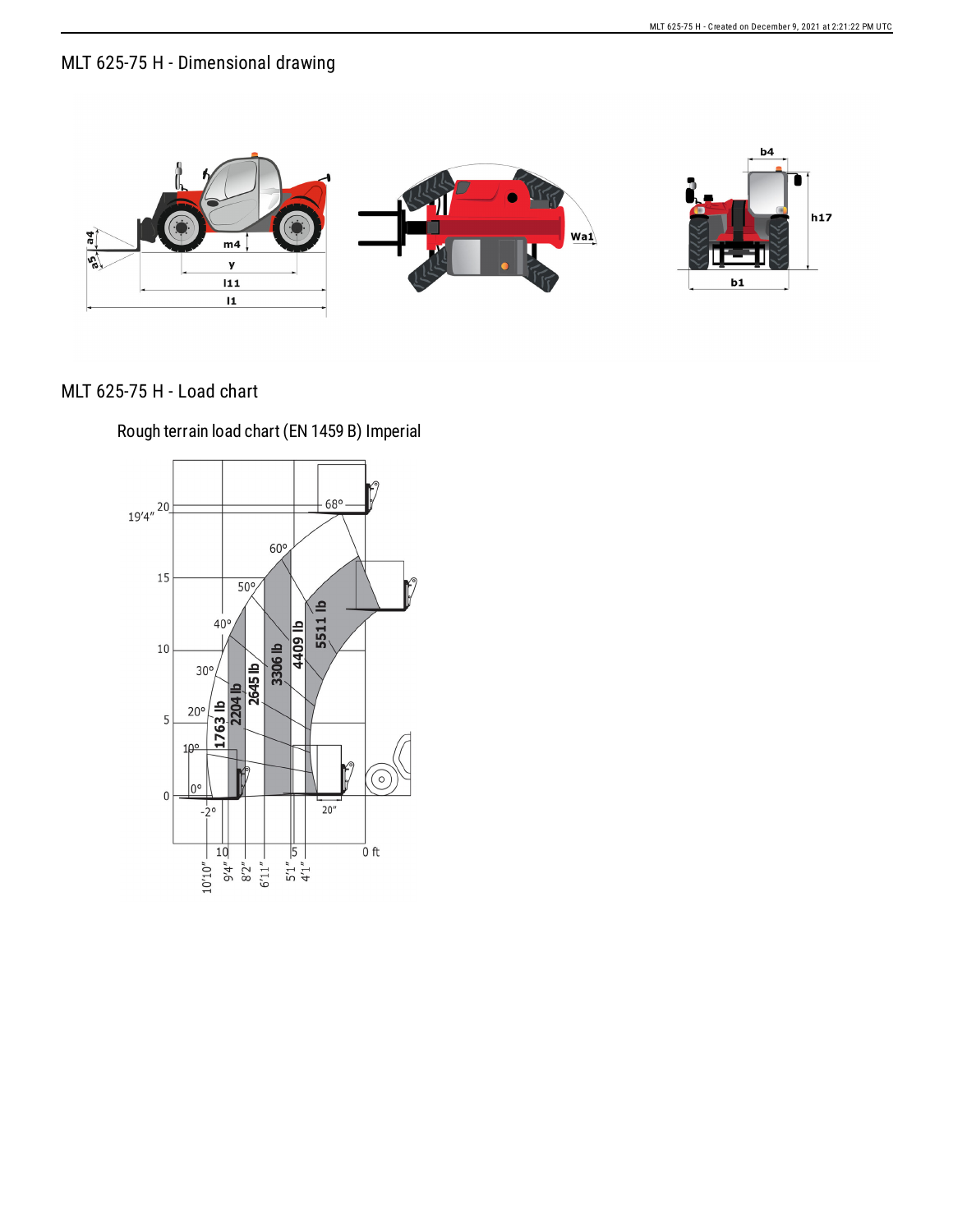## MLT 625-75 H - Dimensional drawing

## MLT 625-75 H - Load chart

### Rough terrain load chart (EN 1459 B) Imperial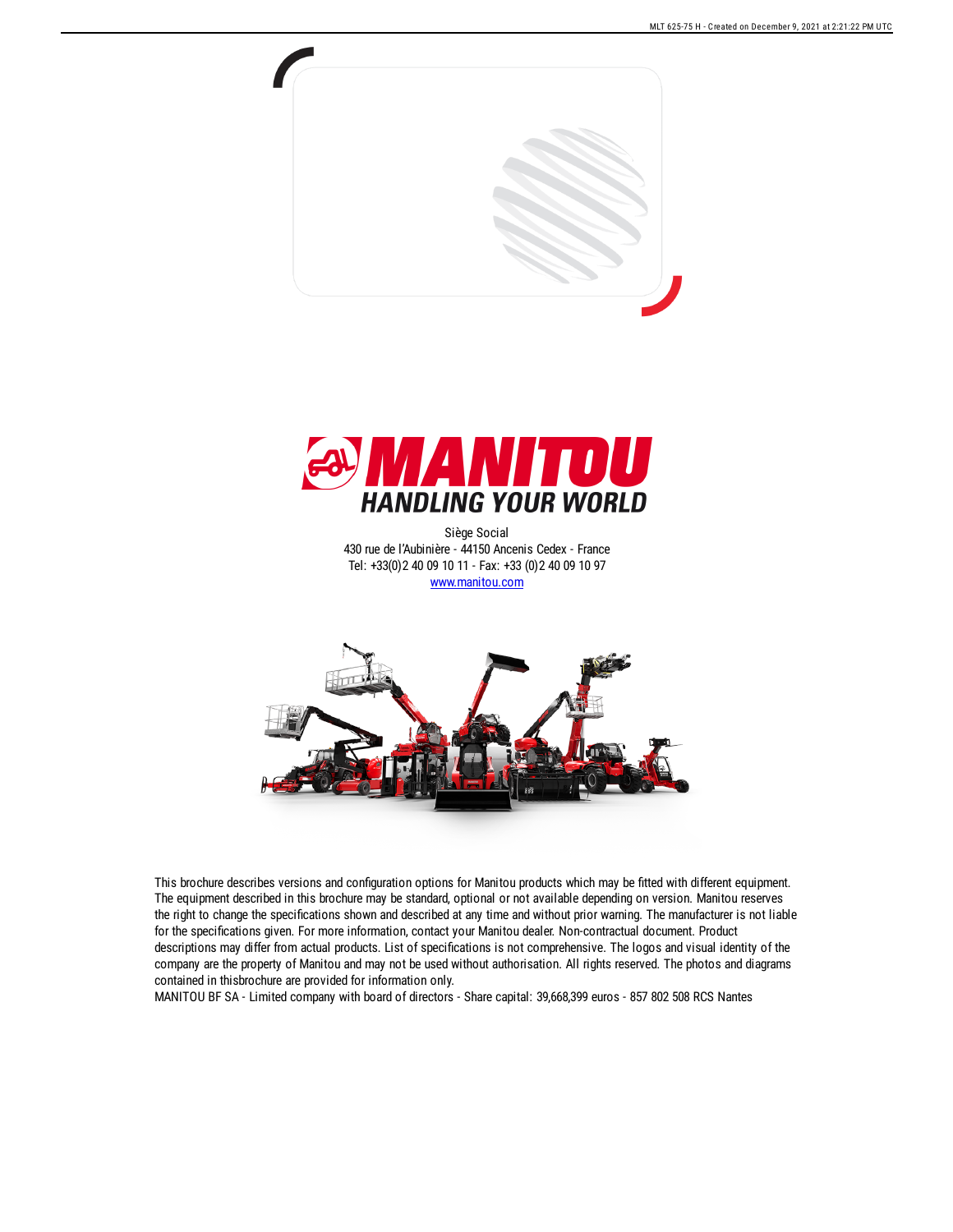MANITOU

HANDLING YOUR WORLD

Siège Social
430 rue de l'Aubinière - 44150 Ancenis Cedex - France
Tel: +33(0)2 40 09 10 11 - Fax: +33 (0)2 40 09 10 97
[www.manitou.com](www.manitou.com)

This brochure describes versions and configuration options for Manitou products which may be fitted with different equipment. The equipment described in this brochure may be standard, optional or not available depending on version. Manitou reserves the right to change the specifications shown and described at any time and without prior warning. The manufacturer is not liable for the specifications given. For more information, contact your Manitou dealer. Non-contractual document. Product descriptions may differ from actual products. List of specifications is not comprehensive. The logos and visual identity of the company are the property of Manitou and may not be used without authorisation. All rights reserved. The photos and diagrams contained in thisbrochure are provided for information only.
MANITOU BF SA - Limited company with board of directors - Share capital: 39,668,399 euros - 857 802 508 RCS Nantes